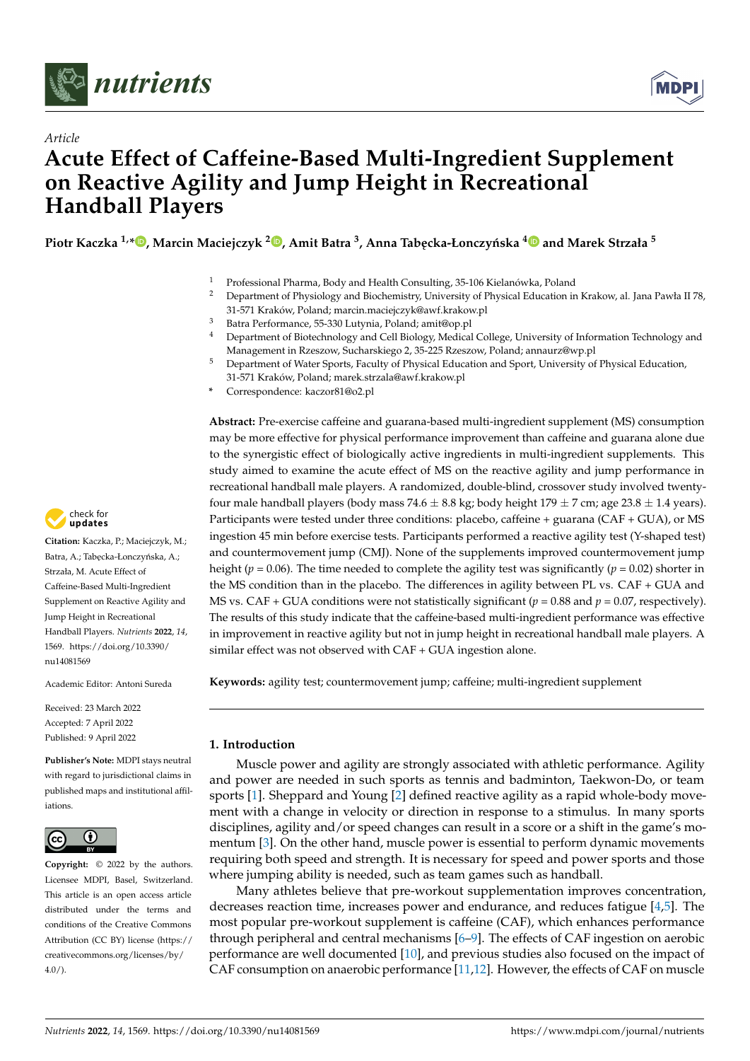*Article*

# Acute Effect of Caffeine-Based Multi-Ingredient Supplement on Reactive Agility and Jump Height in Recreational Handball Players

**Piotr Kaczka [1,*], Marcin Maciejczyk [2], Amit Batra [3], Anna Tabęcka-Łonczyńska [4] and Marek Strzała [5]**

1 Professional Pharma, Body and Health Consulting, 35-106 Kielanówka, Poland
2 Department of Physiology and Biochemistry, University of Physical Education in Krakow, al. Jana Pawła II 78, 31-571 Kraków, Poland; marcin.maciejczyk@awf.krakow.pl
3 Batra Performance, 55-330 Lutynia, Poland; amit@op.pl
4 Department of Biotechnology and Cell Biology, Medical College, University of Information Technology and Management in Rzeszow, Sucharskiego 2, 35-225 Rzeszow, Poland; annaurz@wp.pl
5 Department of Water Sports, Faculty of Physical Education and Sport, University of Physical Education, 31-571 Kraków, Poland; marek.strzala@awf.krakow.pl
\* Correspondence: kaczor81@o2.pl

**Citation:** Kaczka, P.; Maciejczyk, M.; Batra, A.; Tabęcka-Łonczyńska, A.; Strzała, M. Acute Effect of Caffeine-Based Multi-Ingredient Supplement on Reactive Agility and Jump Height in Recreational Handball Players. *Nutrients* **2022**, *14*, 1569. https://doi.org/10.3390/nu14081569

Academic Editor: Antoni Sureda

Received: 23 March 2022
Accepted: 7 April 2022
Published: 9 April 2022

**Publisher's Note:** MDPI stays neutral with regard to jurisdictional claims in published maps and institutional affiliations.

**Copyright:** © 2022 by the authors. Licensee MDPI, Basel, Switzerland. This article is an open access article distributed under the terms and conditions of the Creative Commons Attribution (CC BY) license (https://creativecommons.org/licenses/by/4.0/).

**Abstract:** Pre-exercise caffeine and guarana-based multi-ingredient supplement (MS) consumption may be more effective for physical performance improvement than caffeine and guarana alone due to the synergistic effect of biologically active ingredients in multi-ingredient supplements. This study aimed to examine the acute effect of MS on the reactive agility and jump performance in recreational handball male players. A randomized, double-blind, crossover study involved twenty-four male handball players (body mass 74.6 ± 8.8 kg; body height 179 ± 7 cm; age 23.8 ± 1.4 years). Participants were tested under three conditions: placebo, caffeine + guarana (CAF + GUA), or MS ingestion 45 min before exercise tests. Participants performed a reactive agility test (Y-shaped test) and countermovement jump (CMJ). None of the supplements improved countermovement jump height ($p = 0.06$). The time needed to complete the agility test was significantly ($p = 0.02$) shorter in the MS condition than in the placebo. The differences in agility between PL vs. CAF + GUA and MS vs. CAF + GUA conditions were not statistically significant ($p = 0.88$ and $p = 0.07$, respectively). The results of this study indicate that the caffeine-based multi-ingredient performance was effective in improvement in reactive agility but not in jump height in recreational handball male players. A similar effect was not observed with CAF + GUA ingestion alone.

**Keywords:** agility test; countermovement jump; caffeine; multi-ingredient supplement

## 1. Introduction

Muscle power and agility are strongly associated with athletic performance. Agility and power are needed in such sports as tennis and badminton, Taekwon-Do, or team sports [1]. Sheppard and Young [2] defined reactive agility as a rapid whole-body movement with a change in velocity or direction in response to a stimulus. In many sports disciplines, agility and/or speed changes can result in a score or a shift in the game's momentum [3]. On the other hand, muscle power is essential to perform dynamic movements requiring both speed and strength. It is necessary for speed and power sports and those where jumping ability is needed, such as team games such as handball.

Many athletes believe that pre-workout supplementation improves concentration, decreases reaction time, increases power and endurance, and reduces fatigue [4,5]. The most popular pre-workout supplement is caffeine (CAF), which enhances performance through peripheral and central mechanisms [6–9]. The effects of CAF ingestion on aerobic performance are well documented [10], and previous studies also focused on the impact of CAF consumption on anaerobic performance [11,12]. However, the effects of CAF on muscle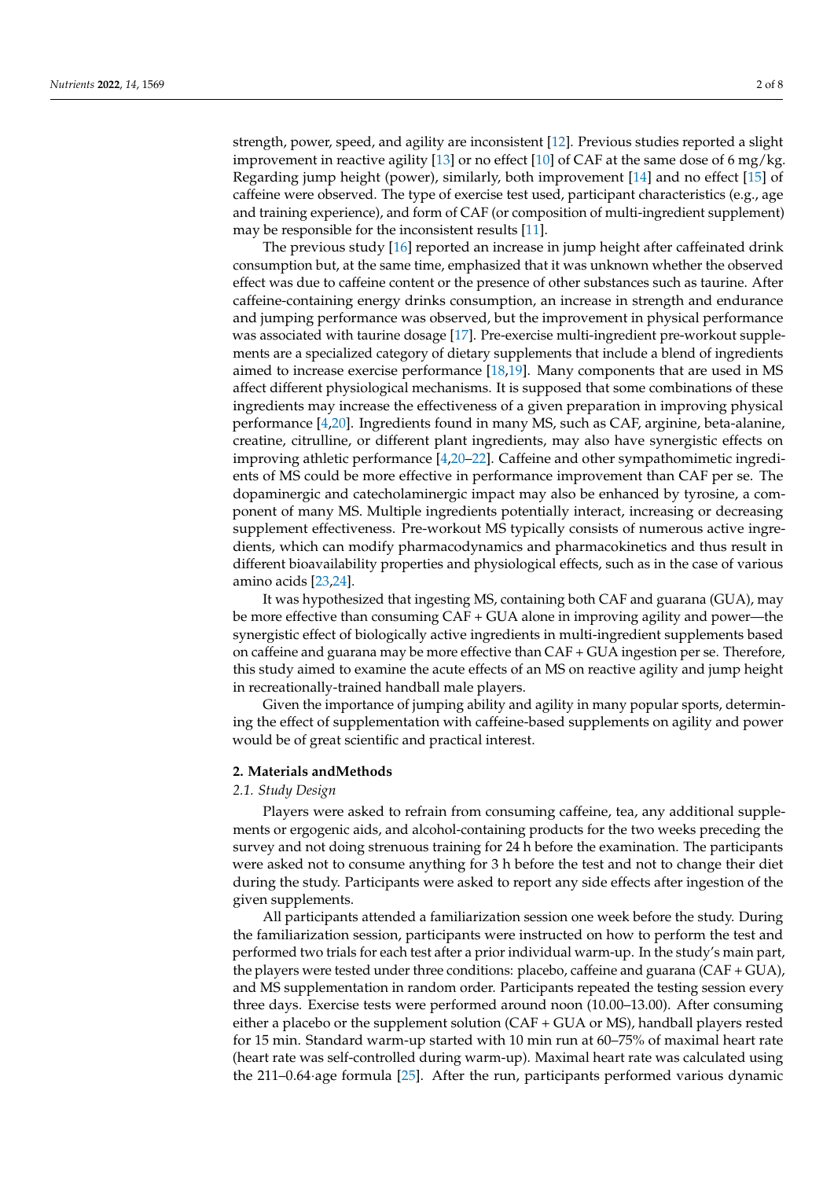strength, power, speed, and agility are inconsistent [12]. Previous studies reported a slight improvement in reactive agility [13] or no effect [10] of CAF at the same dose of 6 mg/kg. Regarding jump height (power), similarly, both improvement [14] and no effect [15] of caffeine were observed. The type of exercise test used, participant characteristics (e.g., age and training experience), and form of CAF (or composition of multi-ingredient supplement) may be responsible for the inconsistent results [11].

The previous study [16] reported an increase in jump height after caffeinated drink consumption but, at the same time, emphasized that it was unknown whether the observed effect was due to caffeine content or the presence of other substances such as taurine. After caffeine-containing energy drinks consumption, an increase in strength and endurance and jumping performance was observed, but the improvement in physical performance was associated with taurine dosage [17]. Pre-exercise multi-ingredient pre-workout supplements are a specialized category of dietary supplements that include a blend of ingredients aimed to increase exercise performance [18,19]. Many components that are used in MS affect different physiological mechanisms. It is supposed that some combinations of these ingredients may increase the effectiveness of a given preparation in improving physical performance [4,20]. Ingredients found in many MS, such as CAF, arginine, beta-alanine, creatine, citrulline, or different plant ingredients, may also have synergistic effects on improving athletic performance [4,20–22]. Caffeine and other sympathomimetic ingredients of MS could be more effective in performance improvement than CAF per se. The dopaminergic and catecholaminergic impact may also be enhanced by tyrosine, a component of many MS. Multiple ingredients potentially interact, increasing or decreasing supplement effectiveness. Pre-workout MS typically consists of numerous active ingredients, which can modify pharmacodynamics and pharmacokinetics and thus result in different bioavailability properties and physiological effects, such as in the case of various amino acids [23,24].

It was hypothesized that ingesting MS, containing both CAF and guarana (GUA), may be more effective than consuming CAF + GUA alone in improving agility and power—the synergistic effect of biologically active ingredients in multi-ingredient supplements based on caffeine and guarana may be more effective than CAF + GUA ingestion per se. Therefore, this study aimed to examine the acute effects of an MS on reactive agility and jump height in recreationally-trained handball male players.

Given the importance of jumping ability and agility in many popular sports, determining the effect of supplementation with caffeine-based supplements on agility and power would be of great scientific and practical interest.

## 2. Materials andMethods

### *2.1. Study Design*

Players were asked to refrain from consuming caffeine, tea, any additional supplements or ergogenic aids, and alcohol-containing products for the two weeks preceding the survey and not doing strenuous training for 24 h before the examination. The participants were asked not to consume anything for 3 h before the test and not to change their diet during the study. Participants were asked to report any side effects after ingestion of the given supplements.

All participants attended a familiarization session one week before the study. During the familiarization session, participants were instructed on how to perform the test and performed two trials for each test after a prior individual warm-up. In the study's main part, the players were tested under three conditions: placebo, caffeine and guarana (CAF + GUA), and MS supplementation in random order. Participants repeated the testing session every three days. Exercise tests were performed around noon (10.00–13.00). After consuming either a placebo or the supplement solution (CAF + GUA or MS), handball players rested for 15 min. Standard warm-up started with 10 min run at 60–75% of maximal heart rate (heart rate was self-controlled during warm-up). Maximal heart rate was calculated using the 211–0.64·age formula [25]. After the run, participants performed various dynamic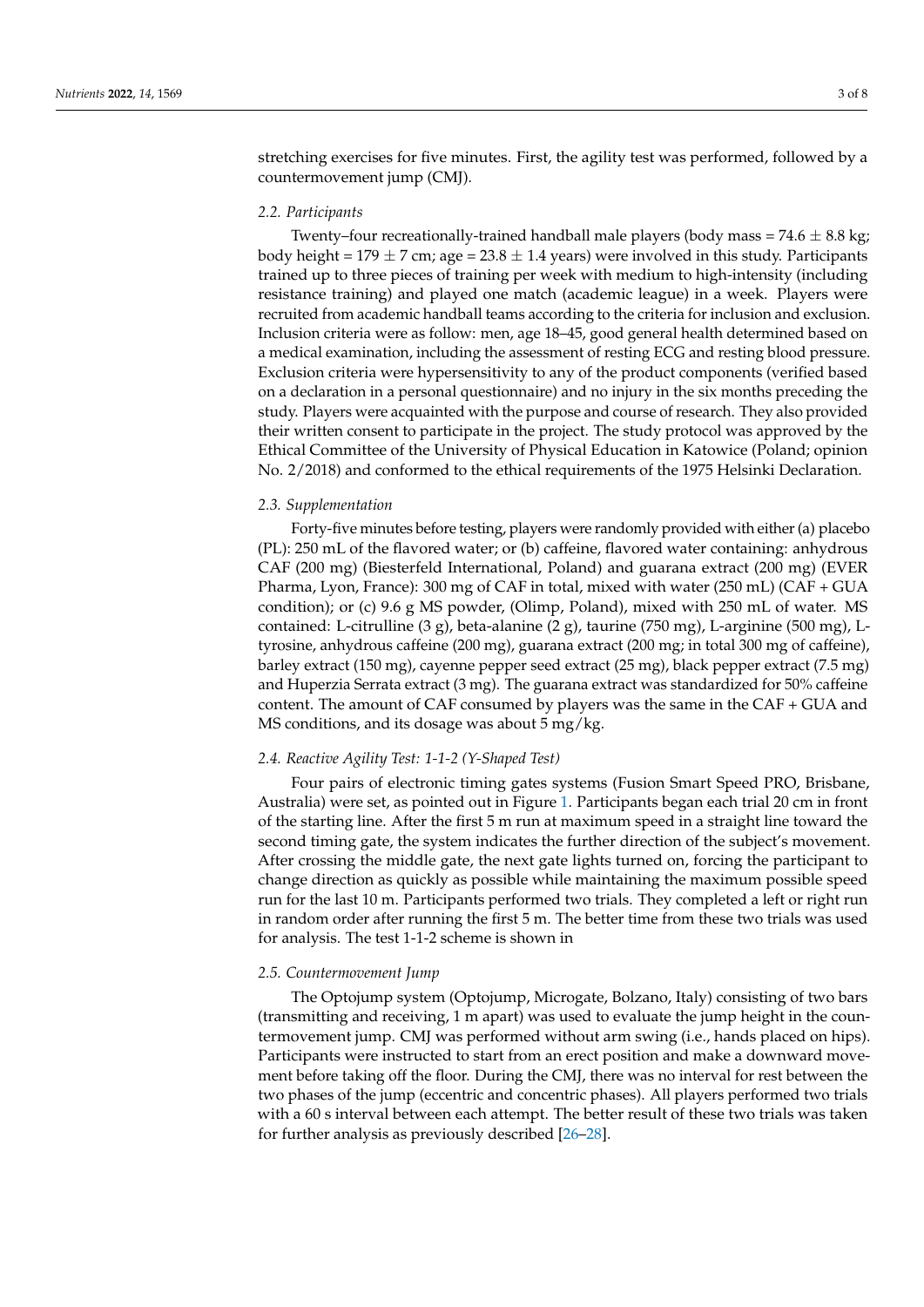stretching exercises for five minutes. First, the agility test was performed, followed by a countermovement jump (CMJ).

### 2.2. Participants

Twenty–four recreationally-trained handball male players (body mass = 74.6 ± 8.8 kg; body height = 179 ± 7 cm; age = 23.8 ± 1.4 years) were involved in this study. Participants trained up to three pieces of training per week with medium to high-intensity (including resistance training) and played one match (academic league) in a week. Players were recruited from academic handball teams according to the criteria for inclusion and exclusion. Inclusion criteria were as follow: men, age 18–45, good general health determined based on a medical examination, including the assessment of resting ECG and resting blood pressure. Exclusion criteria were hypersensitivity to any of the product components (verified based on a declaration in a personal questionnaire) and no injury in the six months preceding the study. Players were acquainted with the purpose and course of research. They also provided their written consent to participate in the project. The study protocol was approved by the Ethical Committee of the University of Physical Education in Katowice (Poland; opinion No. 2/2018) and conformed to the ethical requirements of the 1975 Helsinki Declaration.

### 2.3. Supplementation

Forty-five minutes before testing, players were randomly provided with either (a) placebo (PL): 250 mL of the flavored water; or (b) caffeine, flavored water containing: anhydrous CAF (200 mg) (Biesterfeld International, Poland) and guarana extract (200 mg) (EVER Pharma, Lyon, France): 300 mg of CAF in total, mixed with water (250 mL) (CAF + GUA condition); or (c) 9.6 g MS powder, (Olimp, Poland), mixed with 250 mL of water. MS contained: L-citrulline (3 g), beta-alanine (2 g), taurine (750 mg), L-arginine (500 mg), L-tyrosine, anhydrous caffeine (200 mg), guarana extract (200 mg; in total 300 mg of caffeine), barley extract (150 mg), cayenne pepper seed extract (25 mg), black pepper extract (7.5 mg) and Huperzia Serrata extract (3 mg). The guarana extract was standardized for 50% caffeine content. The amount of CAF consumed by players was the same in the CAF + GUA and MS conditions, and its dosage was about 5 mg/kg.

### 2.4. Reactive Agility Test: 1-1-2 (Y-Shaped Test)

Four pairs of electronic timing gates systems (Fusion Smart Speed PRO, Brisbane, Australia) were set, as pointed out in Figure 1. Participants began each trial 20 cm in front of the starting line. After the first 5 m run at maximum speed in a straight line toward the second timing gate, the system indicates the further direction of the subject's movement. After crossing the middle gate, the next gate lights turned on, forcing the participant to change direction as quickly as possible while maintaining the maximum possible speed run for the last 10 m. Participants performed two trials. They completed a left or right run in random order after running the first 5 m. The better time from these two trials was used for analysis. The test 1-1-2 scheme is shown in

### 2.5. Countermovement Jump

The Optojump system (Optojump, Microgate, Bolzano, Italy) consisting of two bars (transmitting and receiving, 1 m apart) was used to evaluate the jump height in the countermovement jump. CMJ was performed without arm swing (i.e., hands placed on hips). Participants were instructed to start from an erect position and make a downward movement before taking off the floor. During the CMJ, there was no interval for rest between the two phases of the jump (eccentric and concentric phases). All players performed two trials with a 60 s interval between each attempt. The better result of these two trials was taken for further analysis as previously described [26–28].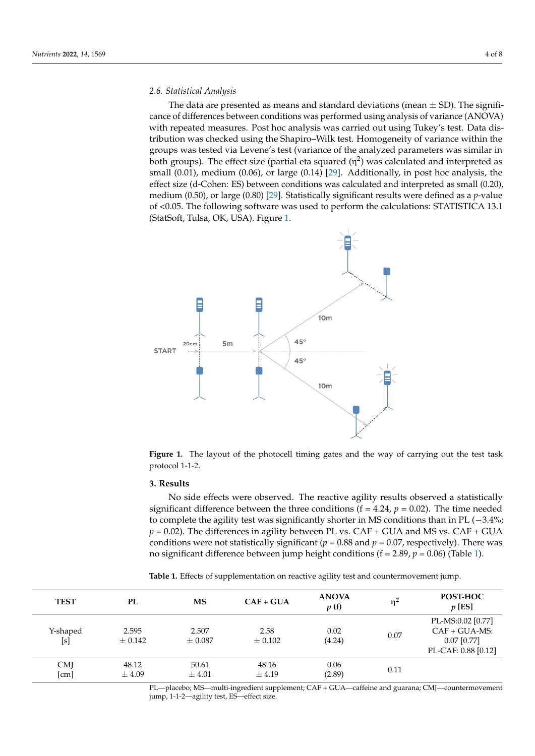### 2.6. Statistical Analysis

The data are presented as means and standard deviations (mean ± SD). The significance of differences between conditions was performed using analysis of variance (ANOVA) with repeated measures. Post hoc analysis was carried out using Tukey's test. Data distribution was checked using the Shapiro–Wilk test. Homogeneity of variance within the groups was tested via Levene's test (variance of the analyzed parameters was similar in both groups). The effect size (partial eta squared ($\eta^2$) was calculated and interpreted as small (0.01), medium (0.06), or large (0.14) [29]. Additionally, in post hoc analysis, the effect size (d-Cohen: ES) between conditions was calculated and interpreted as small (0.20), medium (0.50), or large (0.80) [29]. Statistically significant results were defined as a *p*-value of <0.05. The following software was used to perform the calculations: STATISTICA 13.1 (StatSoft, Tulsa, OK, USA). Figure 1.

**Figure 1.** The layout of the photocell timing gates and the way of carrying out the test task protocol 1-1-2.

## 3. Results

No side effects were observed. The reactive agility results observed a statistically significant difference between the three conditions (f = 4.24, *p* = 0.02). The time needed to complete the agility test was significantly shorter in MS conditions than in PL (−3.4%; *p* = 0.02). The differences in agility between PL vs. CAF + GUA and MS vs. CAF + GUA conditions were not statistically significant (*p* = 0.88 and *p* = 0.07, respectively). There was no significant difference between jump height conditions (f = 2.89, *p* = 0.06) (Table 1).

**Table 1.** Effects of supplementation on reactive agility test and countermovement jump.

| TEST | PL | MS | CAF + GUA | ANOVA *p* (f) | $\eta^2$ | POST-HOC *p* [ES] |
|---|---|---|---|---|---|---|
| Y-shaped [s] | 2.595 ± 0.142 | 2.507 ± 0.087 | 2.58 ± 0.102 | 0.02 (4.24) | 0.07 | PL-MS:0.02 [0.77] CAF + GUA-MS: 0.07 [0.77] PL-CAF: 0.88 [0.12] |
| CMJ [cm] | 48.12 ± 4.09 | 50.61 ± 4.01 | 48.16 ± 4.19 | 0.06 (2.89) | 0.11 | |

PL—placebo; MS—multi-ingredient supplement; CAF + GUA—caffeine and guarana; CMJ—countermovement jump, 1-1-2—agility test, ES—effect size.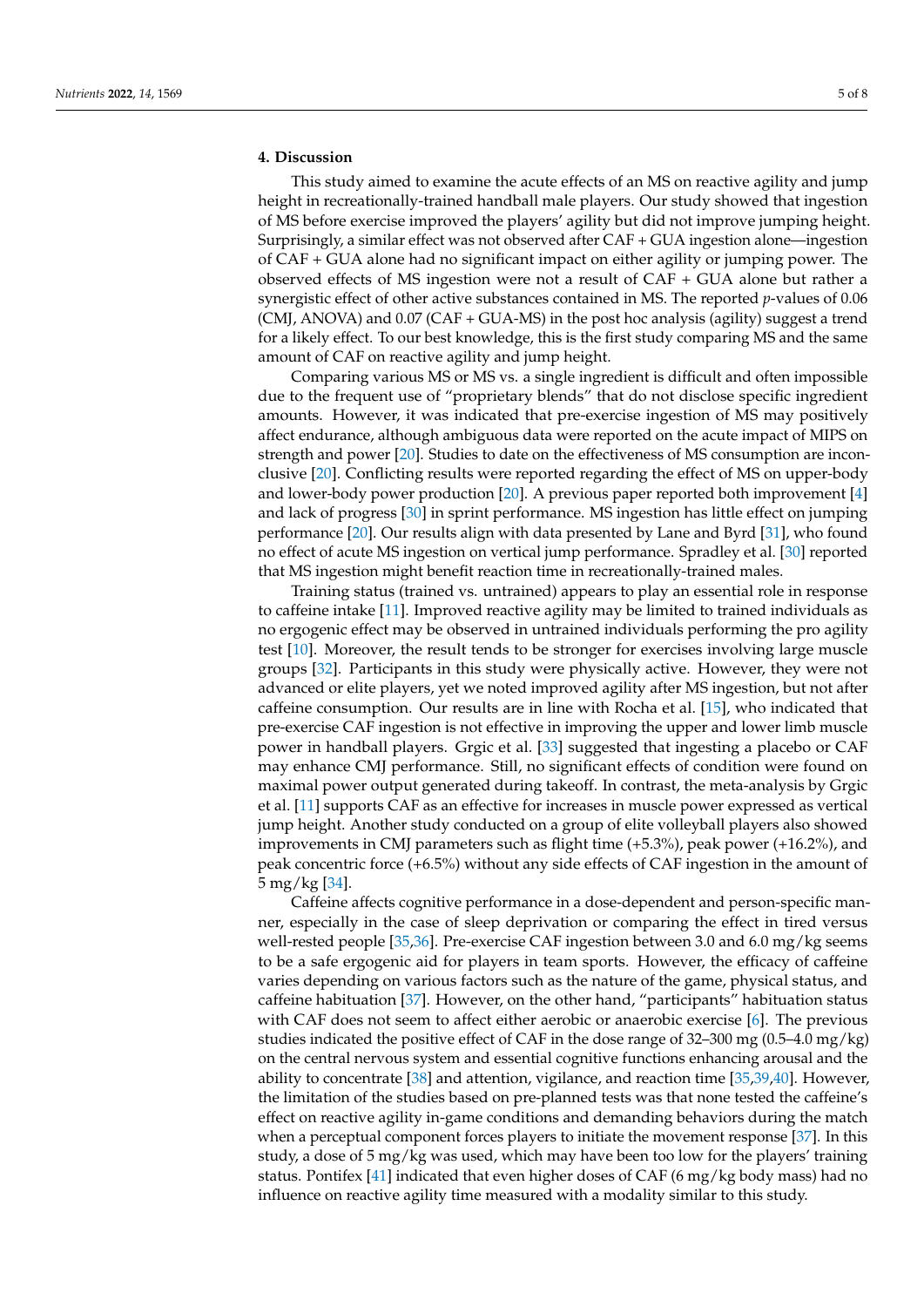## 4. Discussion

This study aimed to examine the acute effects of an MS on reactive agility and jump height in recreationally-trained handball male players. Our study showed that ingestion of MS before exercise improved the players' agility but did not improve jumping height. Surprisingly, a similar effect was not observed after CAF + GUA ingestion alone—ingestion of CAF + GUA alone had no significant impact on either agility or jumping power. The observed effects of MS ingestion were not a result of CAF + GUA alone but rather a synergistic effect of other active substances contained in MS. The reported $p$-values of 0.06 (CMJ, ANOVA) and 0.07 (CAF + GUA-MS) in the post hoc analysis (agility) suggest a trend for a likely effect. To our best knowledge, this is the first study comparing MS and the same amount of CAF on reactive agility and jump height.

Comparing various MS or MS vs. a single ingredient is difficult and often impossible due to the frequent use of "proprietary blends" that do not disclose specific ingredient amounts. However, it was indicated that pre-exercise ingestion of MS may positively affect endurance, although ambiguous data were reported on the acute impact of MIPS on strength and power [20]. Studies to date on the effectiveness of MS consumption are inconclusive [20]. Conflicting results were reported regarding the effect of MS on upper-body and lower-body power production [20]. A previous paper reported both improvement [4] and lack of progress [30] in sprint performance. MS ingestion has little effect on jumping performance [20]. Our results align with data presented by Lane and Byrd [31], who found no effect of acute MS ingestion on vertical jump performance. Spradley et al. [30] reported that MS ingestion might benefit reaction time in recreationally-trained males.

Training status (trained vs. untrained) appears to play an essential role in response to caffeine intake [11]. Improved reactive agility may be limited to trained individuals as no ergogenic effect may be observed in untrained individuals performing the pro agility test [10]. Moreover, the result tends to be stronger for exercises involving large muscle groups [32]. Participants in this study were physically active. However, they were not advanced or elite players, yet we noted improved agility after MS ingestion, but not after caffeine consumption. Our results are in line with Rocha et al. [15], who indicated that pre-exercise CAF ingestion is not effective in improving the upper and lower limb muscle power in handball players. Grgic et al. [33] suggested that ingesting a placebo or CAF may enhance CMJ performance. Still, no significant effects of condition were found on maximal power output generated during takeoff. In contrast, the meta-analysis by Grgic et al. [11] supports CAF as an effective for increases in muscle power expressed as vertical jump height. Another study conducted on a group of elite volleyball players also showed improvements in CMJ parameters such as flight time (+5.3%), peak power (+16.2%), and peak concentric force (+6.5%) without any side effects of CAF ingestion in the amount of 5 mg/kg [34].

Caffeine affects cognitive performance in a dose-dependent and person-specific manner, especially in the case of sleep deprivation or comparing the effect in tired versus well-rested people [35,36]. Pre-exercise CAF ingestion between 3.0 and 6.0 mg/kg seems to be a safe ergogenic aid for players in team sports. However, the efficacy of caffeine varies depending on various factors such as the nature of the game, physical status, and caffeine habituation [37]. However, on the other hand, "participants" habituation status with CAF does not seem to affect either aerobic or anaerobic exercise [6]. The previous studies indicated the positive effect of CAF in the dose range of 32–300 mg (0.5–4.0 mg/kg) on the central nervous system and essential cognitive functions enhancing arousal and the ability to concentrate [38] and attention, vigilance, and reaction time [35,39,40]. However, the limitation of the studies based on pre-planned tests was that none tested the caffeine's effect on reactive agility in-game conditions and demanding behaviors during the match when a perceptual component forces players to initiate the movement response [37]. In this study, a dose of 5 mg/kg was used, which may have been too low for the players' training status. Pontifex [41] indicated that even higher doses of CAF (6 mg/kg body mass) had no influence on reactive agility time measured with a modality similar to this study.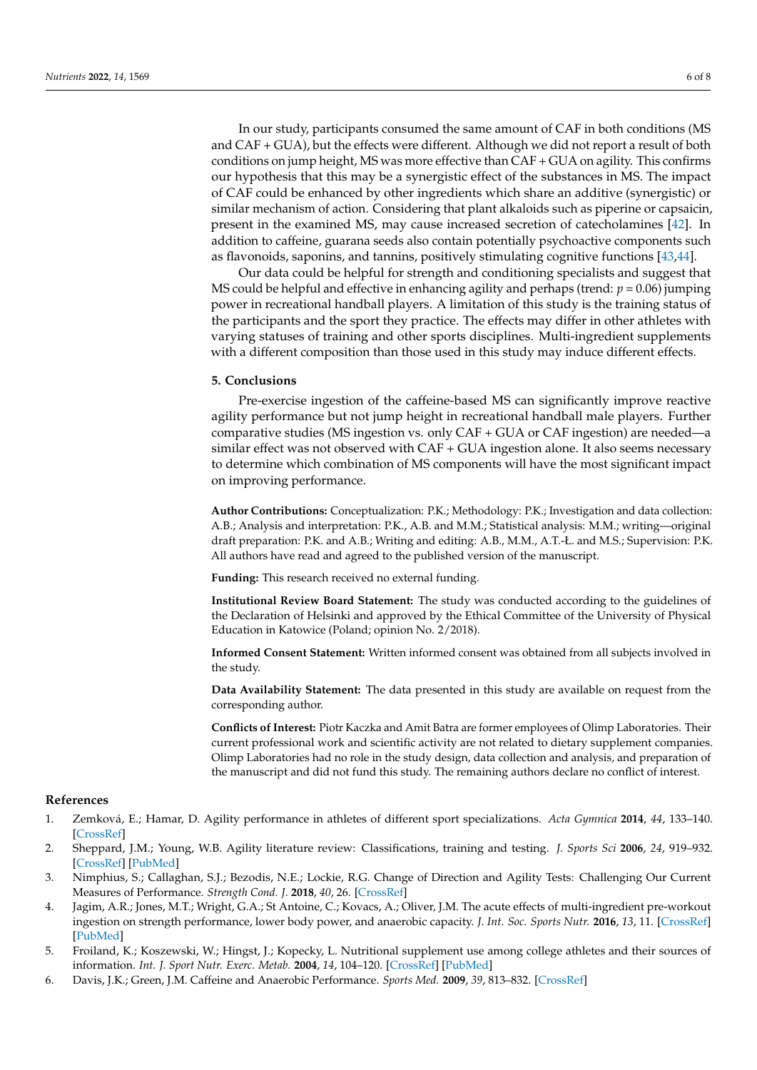In our study, participants consumed the same amount of CAF in both conditions (MS and CAF + GUA), but the effects were different. Although we did not report a result of both conditions on jump height, MS was more effective than CAF + GUA on agility. This confirms our hypothesis that this may be a synergistic effect of the substances in MS. The impact of CAF could be enhanced by other ingredients which share an additive (synergistic) or similar mechanism of action. Considering that plant alkaloids such as piperine or capsaicin, present in the examined MS, may cause increased secretion of catecholamines [42]. In addition to caffeine, guarana seeds also contain potentially psychoactive components such as flavonoids, saponins, and tannins, positively stimulating cognitive functions [43,44].

Our data could be helpful for strength and conditioning specialists and suggest that MS could be helpful and effective in enhancing agility and perhaps (trend: $p = 0.06$) jumping power in recreational handball players. A limitation of this study is the training status of the participants and the sport they practice. The effects may differ in other athletes with varying statuses of training and other sports disciplines. Multi-ingredient supplements with a different composition than those used in this study may induce different effects.

## 5. Conclusions

Pre-exercise ingestion of the caffeine-based MS can significantly improve reactive agility performance but not jump height in recreational handball male players. Further comparative studies (MS ingestion vs. only CAF + GUA or CAF ingestion) are needed—a similar effect was not observed with CAF + GUA ingestion alone. It also seems necessary to determine which combination of MS components will have the most significant impact on improving performance.

**Author Contributions:** Conceptualization: P.K.; Methodology: P.K.; Investigation and data collection: A.B.; Analysis and interpretation: P.K., A.B. and M.M.; Statistical analysis: M.M.; writing—original draft preparation: P.K. and A.B.; Writing and editing: A.B., M.M., A.T.-Ł. and M.S.; Supervision: P.K. All authors have read and agreed to the published version of the manuscript.

**Funding:** This research received no external funding.

**Institutional Review Board Statement:** The study was conducted according to the guidelines of the Declaration of Helsinki and approved by the Ethical Committee of the University of Physical Education in Katowice (Poland; opinion No. 2/2018).

**Informed Consent Statement:** Written informed consent was obtained from all subjects involved in the study.

**Data Availability Statement:** The data presented in this study are available on request from the corresponding author.

**Conflicts of Interest:** Piotr Kaczka and Amit Batra are former employees of Olimp Laboratories. Their current professional work and scientific activity are not related to dietary supplement companies. Olimp Laboratories had no role in the study design, data collection and analysis, and preparation of the manuscript and did not fund this study. The remaining authors declare no conflict of interest.

## References

1. Zemková, E.; Hamar, D. Agility performance in athletes of different sport specializations. *Acta Gymnica* **2014**, *44*, 133–140. [CrossRef]
2. Sheppard, J.M.; Young, W.B. Agility literature review: Classifications, training and testing. *J. Sports Sci* **2006**, *24*, 919–932. [CrossRef] [PubMed]
3. Nimphius, S.; Callaghan, S.J.; Bezodis, N.E.; Lockie, R.G. Change of Direction and Agility Tests: Challenging Our Current Measures of Performance. *Strength Cond. J.* **2018**, *40*, 26. [CrossRef]
4. Jagim, A.R.; Jones, M.T.; Wright, G.A.; St Antoine, C.; Kovacs, A.; Oliver, J.M. The acute effects of multi-ingredient pre-workout ingestion on strength performance, lower body power, and anaerobic capacity. *J. Int. Soc. Sports Nutr.* **2016**, *13*, 11. [CrossRef] [PubMed]
5. Froiland, K.; Koszewski, W.; Hingst, J.; Kopecky, L. Nutritional supplement use among college athletes and their sources of information. *Int. J. Sport Nutr. Exerc. Metab.* **2004**, *14*, 104–120. [CrossRef] [PubMed]
6. Davis, J.K.; Green, J.M. Caffeine and Anaerobic Performance. *Sports Med.* **2009**, *39*, 813–832. [CrossRef]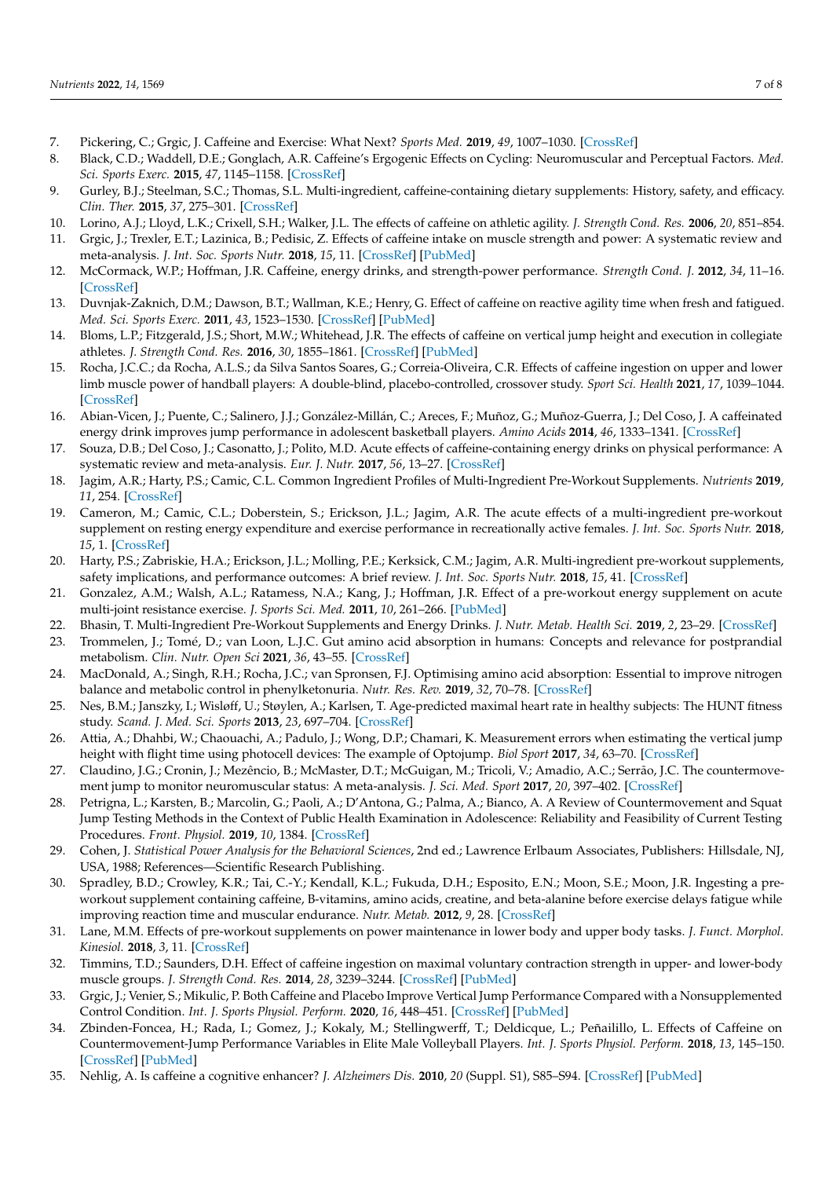7. Pickering, C.; Grgic, J. Caffeine and Exercise: What Next? *Sports Med.* **2019**, *49*, 1007–1030. [CrossRef]
8. Black, C.D.; Waddell, D.E.; Gonglach, A.R. Caffeine's Ergogenic Effects on Cycling: Neuromuscular and Perceptual Factors. *Med. Sci. Sports Exerc.* **2015**, *47*, 1145–1158. [CrossRef]
9. Gurley, B.J.; Steelman, S.C.; Thomas, S.L. Multi-ingredient, caffeine-containing dietary supplements: History, safety, and efficacy. *Clin. Ther.* **2015**, *37*, 275–301. [CrossRef]
10. Lorino, A.J.; Lloyd, L.K.; Crixell, S.H.; Walker, J.L. The effects of caffeine on athletic agility. *J. Strength Cond. Res.* **2006**, *20*, 851–854.
11. Grgic, J.; Trexler, E.T.; Lazinica, B.; Pedisic, Z. Effects of caffeine intake on muscle strength and power: A systematic review and meta-analysis. *J. Int. Soc. Sports Nutr.* **2018**, *15*, 11. [CrossRef] [PubMed]
12. McCormack, W.P.; Hoffman, J.R. Caffeine, energy drinks, and strength-power performance. *Strength Cond. J.* **2012**, *34*, 11–16. [CrossRef]
13. Duvnjak-Zaknich, D.M.; Dawson, B.T.; Wallman, K.E.; Henry, G. Effect of caffeine on reactive agility time when fresh and fatigued. *Med. Sci. Sports Exerc.* **2011**, *43*, 1523–1530. [CrossRef] [PubMed]
14. Bloms, L.P.; Fitzgerald, J.S.; Short, M.W.; Whitehead, J.R. The effects of caffeine on vertical jump height and execution in collegiate athletes. *J. Strength Cond. Res.* **2016**, *30*, 1855–1861. [CrossRef] [PubMed]
15. Rocha, J.C.C.; da Rocha, A.L.S.; da Silva Santos Soares, G.; Correia-Oliveira, C.R. Effects of caffeine ingestion on upper and lower limb muscle power of handball players: A double-blind, placebo-controlled, crossover study. *Sport Sci. Health* **2021**, *17*, 1039–1044. [CrossRef]
16. Abian-Vicen, J.; Puente, C.; Salinero, J.J.; González-Millán, C.; Areces, F.; Muñoz, G.; Muñoz-Guerra, J.; Del Coso, J. A caffeinated energy drink improves jump performance in adolescent basketball players. *Amino Acids* **2014**, *46*, 1333–1341. [CrossRef]
17. Souza, D.B.; Del Coso, J.; Casonatto, J.; Polito, M.D. Acute effects of caffeine-containing energy drinks on physical performance: A systematic review and meta-analysis. *Eur. J. Nutr.* **2017**, *56*, 13–27. [CrossRef]
18. Jagim, A.R.; Harty, P.S.; Camic, C.L. Common Ingredient Profiles of Multi-Ingredient Pre-Workout Supplements. *Nutrients* **2019**, *11*, 254. [CrossRef]
19. Cameron, M.; Camic, C.L.; Doberstein, S.; Erickson, J.L.; Jagim, A.R. The acute effects of a multi-ingredient pre-workout supplement on resting energy expenditure and exercise performance in recreationally active females. *J. Int. Soc. Sports Nutr.* **2018**, *15*, 1. [CrossRef]
20. Harty, P.S.; Zabriskie, H.A.; Erickson, J.L.; Molling, P.E.; Kerksick, C.M.; Jagim, A.R. Multi-ingredient pre-workout supplements, safety implications, and performance outcomes: A brief review. *J. Int. Soc. Sports Nutr.* **2018**, *15*, 41. [CrossRef]
21. Gonzalez, A.M.; Walsh, A.L.; Ratamess, N.A.; Kang, J.; Hoffman, J.R. Effect of a pre-workout energy supplement on acute multi-joint resistance exercise. *J. Sports Sci. Med.* **2011**, *10*, 261–266. [PubMed]
22. Bhasin, T. Multi-Ingredient Pre-Workout Supplements and Energy Drinks. *J. Nutr. Metab. Health Sci.* **2019**, *2*, 23–29. [CrossRef]
23. Trommelen, J.; Tomé, D.; van Loon, L.J.C. Gut amino acid absorption in humans: Concepts and relevance for postprandial metabolism. *Clin. Nutr. Open Sci* **2021**, *36*, 43–55. [CrossRef]
24. MacDonald, A.; Singh, R.H.; Rocha, J.C.; van Spronsen, F.J. Optimising amino acid absorption: Essential to improve nitrogen balance and metabolic control in phenylketonuria. *Nutr. Res. Rev.* **2019**, *32*, 70–78. [CrossRef]
25. Nes, B.M.; Janszky, I.; Wisløff, U.; Støylen, A.; Karlsen, T. Age-predicted maximal heart rate in healthy subjects: The HUNT fitness study. *Scand. J. Med. Sci. Sports* **2013**, *23*, 697–704. [CrossRef]
26. Attia, A.; Dhahbi, W.; Chaouachi, A.; Padulo, J.; Wong, D.P.; Chamari, K. Measurement errors when estimating the vertical jump height with flight time using photocell devices: The example of Optojump. *Biol Sport* **2017**, *34*, 63–70. [CrossRef]
27. Claudino, J.G.; Cronin, J.; Mezêncio, B.; McMaster, D.T.; McGuigan, M.; Tricoli, V.; Amadio, A.C.; Serrão, J.C. The countermovement jump to monitor neuromuscular status: A meta-analysis. *J. Sci. Med. Sport* **2017**, *20*, 397–402. [CrossRef]
28. Petrigna, L.; Karsten, B.; Marcolin, G.; Paoli, A.; D'Antona, G.; Palma, A.; Bianco, A. A Review of Countermovement and Squat Jump Testing Methods in the Context of Public Health Examination in Adolescence: Reliability and Feasibility of Current Testing Procedures. *Front. Physiol.* **2019**, *10*, 1384. [CrossRef]
29. Cohen, J. *Statistical Power Analysis for the Behavioral Sciences*, 2nd ed.; Lawrence Erlbaum Associates, Publishers: Hillsdale, NJ, USA, 1988; References—Scientific Research Publishing.
30. Spradley, B.D.; Crowley, K.R.; Tai, C.-Y.; Kendall, K.L.; Fukuda, D.H.; Esposito, E.N.; Moon, S.E.; Moon, J.R. Ingesting a pre-workout supplement containing caffeine, B-vitamins, amino acids, creatine, and beta-alanine before exercise delays fatigue while improving reaction time and muscular endurance. *Nutr. Metab.* **2012**, *9*, 28. [CrossRef]
31. Lane, M.M. Effects of pre-workout supplements on power maintenance in lower body and upper body tasks. *J. Funct. Morphol. Kinesiol.* **2018**, *3*, 11. [CrossRef]
32. Timmins, T.D.; Saunders, D.H. Effect of caffeine ingestion on maximal voluntary contraction strength in upper- and lower-body muscle groups. *J. Strength Cond. Res.* **2014**, *28*, 3239–3244. [CrossRef] [PubMed]
33. Grgic, J.; Venier, S.; Mikulic, P. Both Caffeine and Placebo Improve Vertical Jump Performance Compared with a Nonsupplemented Control Condition. *Int. J. Sports Physiol. Perform.* **2020**, *16*, 448–451. [CrossRef] [PubMed]
34. Zbinden-Foncea, H.; Rada, I.; Gomez, J.; Kokaly, M.; Stellingwerff, T.; Deldicque, L.; Peñailillo, L. Effects of Caffeine on Countermovement-Jump Performance Variables in Elite Male Volleyball Players. *Int. J. Sports Physiol. Perform.* **2018**, *13*, 145–150. [CrossRef] [PubMed]
35. Nehlig, A. Is caffeine a cognitive enhancer? *J. Alzheimers Dis.* **2010**, *20* (Suppl. S1), S85–S94. [CrossRef] [PubMed]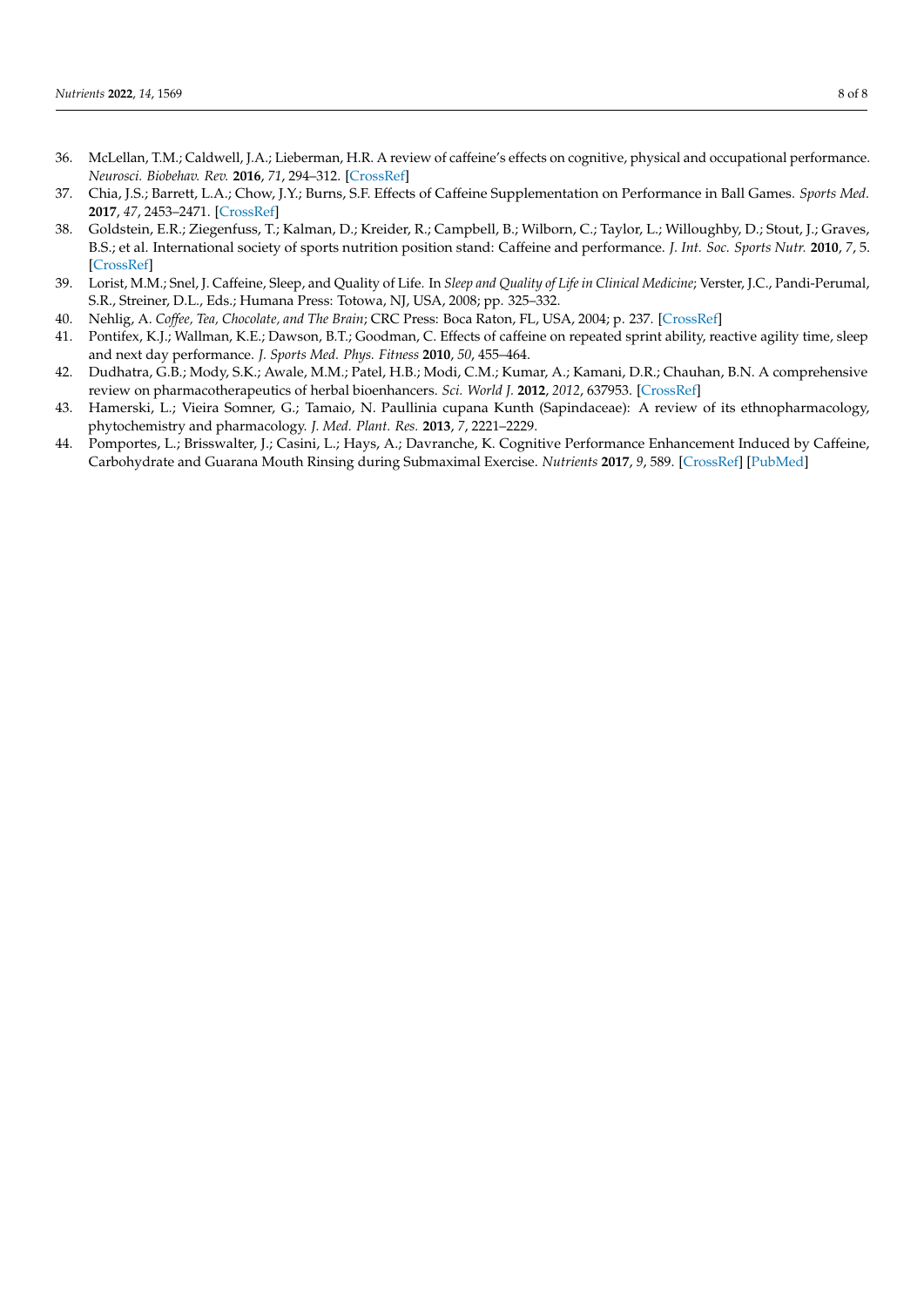36. McLellan, T.M.; Caldwell, J.A.; Lieberman, H.R. A review of caffeine's effects on cognitive, physical and occupational performance. *Neurosci. Biobehav. Rev.* **2016**, *71*, 294–312. [CrossRef]
37. Chia, J.S.; Barrett, L.A.; Chow, J.Y.; Burns, S.F. Effects of Caffeine Supplementation on Performance in Ball Games. *Sports Med.* **2017**, *47*, 2453–2471. [CrossRef]
38. Goldstein, E.R.; Ziegenfuss, T.; Kalman, D.; Kreider, R.; Campbell, B.; Wilborn, C.; Taylor, L.; Willoughby, D.; Stout, J.; Graves, B.S.; et al. International society of sports nutrition position stand: Caffeine and performance. *J. Int. Soc. Sports Nutr.* **2010**, *7*, 5. [CrossRef]
39. Lorist, M.M.; Snel, J. Caffeine, Sleep, and Quality of Life. In *Sleep and Quality of Life in Clinical Medicine*; Verster, J.C., Pandi-Perumal, S.R., Streiner, D.L., Eds.; Humana Press: Totowa, NJ, USA, 2008; pp. 325–332.
40. Nehlig, A. *Coffee, Tea, Chocolate, and The Brain*; CRC Press: Boca Raton, FL, USA, 2004; p. 237. [CrossRef]
41. Pontifex, K.J.; Wallman, K.E.; Dawson, B.T.; Goodman, C. Effects of caffeine on repeated sprint ability, reactive agility time, sleep and next day performance. *J. Sports Med. Phys. Fitness* **2010**, *50*, 455–464.
42. Dudhatra, G.B.; Mody, S.K.; Awale, M.M.; Patel, H.B.; Modi, C.M.; Kumar, A.; Kamani, D.R.; Chauhan, B.N. A comprehensive review on pharmacotherapeutics of herbal bioenhancers. *Sci. World J.* **2012**, *2012*, 637953. [CrossRef]
43. Hamerski, L.; Vieira Somner, G.; Tamaio, N. Paullinia cupana Kunth (Sapindaceae): A review of its ethnopharmacology, phytochemistry and pharmacology. *J. Med. Plant. Res.* **2013**, *7*, 2221–2229.
44. Pomportes, L.; Brisswalter, J.; Casini, L.; Hays, A.; Davranche, K. Cognitive Performance Enhancement Induced by Caffeine, Carbohydrate and Guarana Mouth Rinsing during Submaximal Exercise. *Nutrients* **2017**, *9*, 589. [CrossRef] [PubMed]